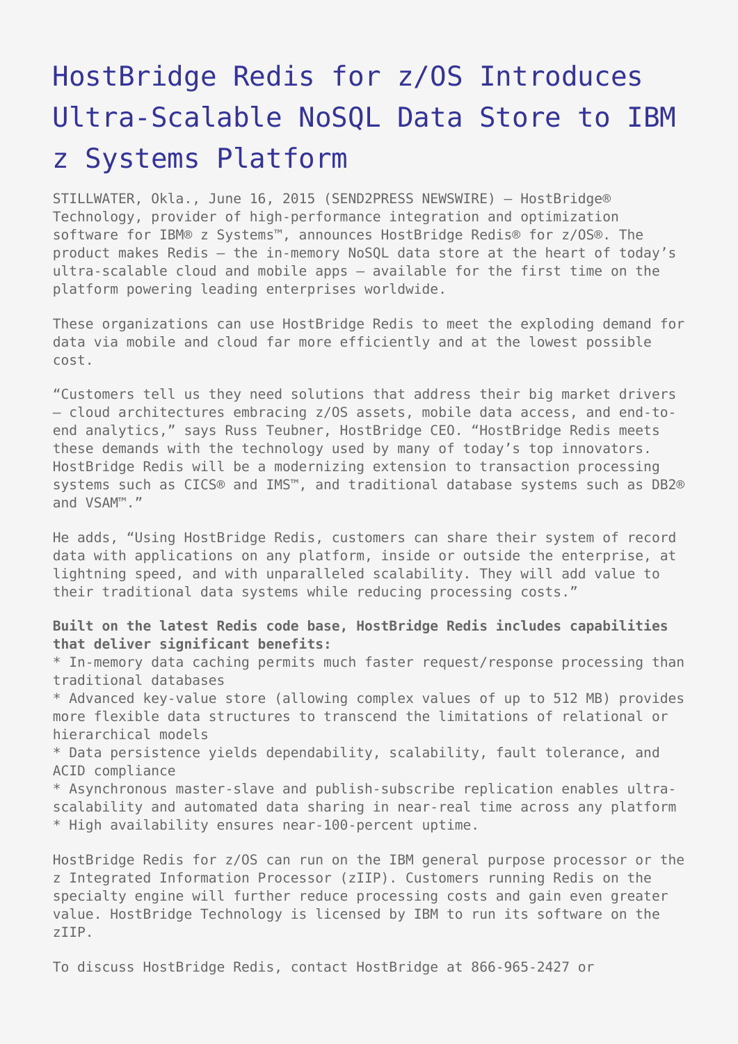# HostBridge Redis for z/OS Introduces Ultra-Scalable NoSQL Data Store to IBM z Systems Platform

STILLWATER, Okla., June 16, 2015 (SEND2PRESS NEWSWIRE) — HostBridge® Technology, provider of high-performance integration and optimization software for IBM® z Systems™, announces HostBridge Redis® for z/OS®. The product makes Redis – the in-memory NoSQL data store at the heart of today's ultra-scalable cloud and mobile apps – available for the first time on the platform powering leading enterprises worldwide.

These organizations can use HostBridge Redis to meet the exploding demand for data via mobile and cloud far more efficiently and at the lowest possible cost.

"Customers tell us they need solutions that address their big market drivers – cloud architectures embracing z/OS assets, mobile data access, and end-to-end analytics," says Russ Teubner, HostBridge CEO. "HostBridge Redis meets these demands with the technology used by many of today's top innovators. HostBridge Redis will be a modernizing extension to transaction processing systems such as CICS® and IMS™, and traditional database systems such as DB2® and VSAM™."

He adds, "Using HostBridge Redis, customers can share their system of record data with applications on any platform, inside or outside the enterprise, at lightning speed, and with unparalleled scalability. They will add value to their traditional data systems while reducing processing costs."

**Built on the latest Redis code base, HostBridge Redis includes capabilities that deliver significant benefits:**

* In-memory data caching permits much faster request/response processing than traditional databases
* Advanced key-value store (allowing complex values of up to 512 MB) provides more flexible data structures to transcend the limitations of relational or hierarchical models
* Data persistence yields dependability, scalability, fault tolerance, and ACID compliance
* Asynchronous master-slave and publish-subscribe replication enables ultra-scalability and automated data sharing in near-real time across any platform
* High availability ensures near-100-percent uptime.

HostBridge Redis for z/OS can run on the IBM general purpose processor or the z Integrated Information Processor (zIIP). Customers running Redis on the specialty engine will further reduce processing costs and gain even greater value. HostBridge Technology is licensed by IBM to run its software on the zIIP.

To discuss HostBridge Redis, contact HostBridge at 866-965-2427 or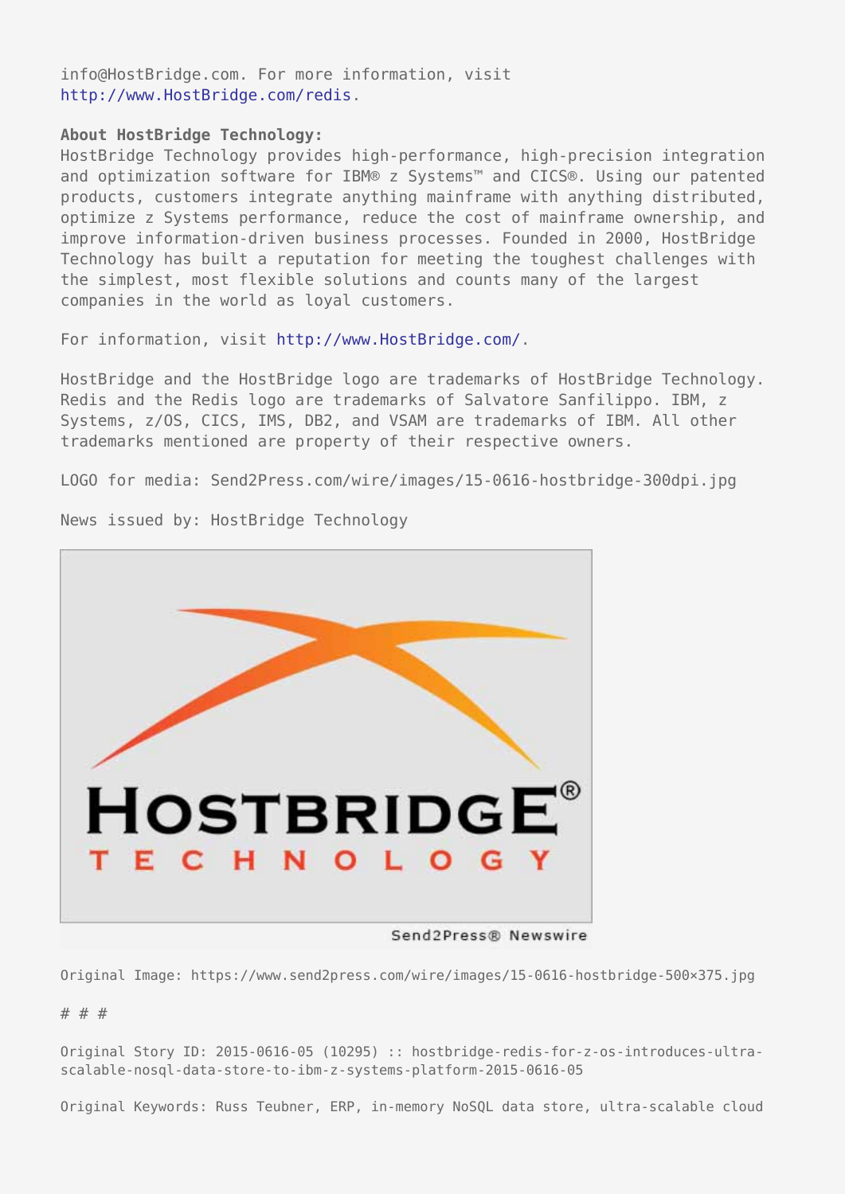info@HostBridge.com. For more information, visit http://www.HostBridge.com/redis.

**About HostBridge Technology:**
HostBridge Technology provides high-performance, high-precision integration and optimization software for IBM® z Systems™ and CICS®. Using our patented products, customers integrate anything mainframe with anything distributed, optimize z Systems performance, reduce the cost of mainframe ownership, and improve information-driven business processes. Founded in 2000, HostBridge Technology has built a reputation for meeting the toughest challenges with the simplest, most flexible solutions and counts many of the largest companies in the world as loyal customers.

For information, visit http://www.HostBridge.com/.

HostBridge and the HostBridge logo are trademarks of HostBridge Technology. Redis and the Redis logo are trademarks of Salvatore Sanfilippo. IBM, z Systems, z/OS, CICS, IMS, DB2, and VSAM are trademarks of IBM. All other trademarks mentioned are property of their respective owners.

LOGO for media: Send2Press.com/wire/images/15-0616-hostbridge-300dpi.jpg

News issued by: HostBridge Technology

Original Image: https://www.send2press.com/wire/images/15-0616-hostbridge-500×375.jpg

# # #

Original Story ID: 2015-0616-05 (10295) :: hostbridge-redis-for-z-os-introduces-ultra-scalable-nosql-data-store-to-ibm-z-systems-platform-2015-0616-05

Original Keywords: Russ Teubner, ERP, in-memory NoSQL data store, ultra-scalable cloud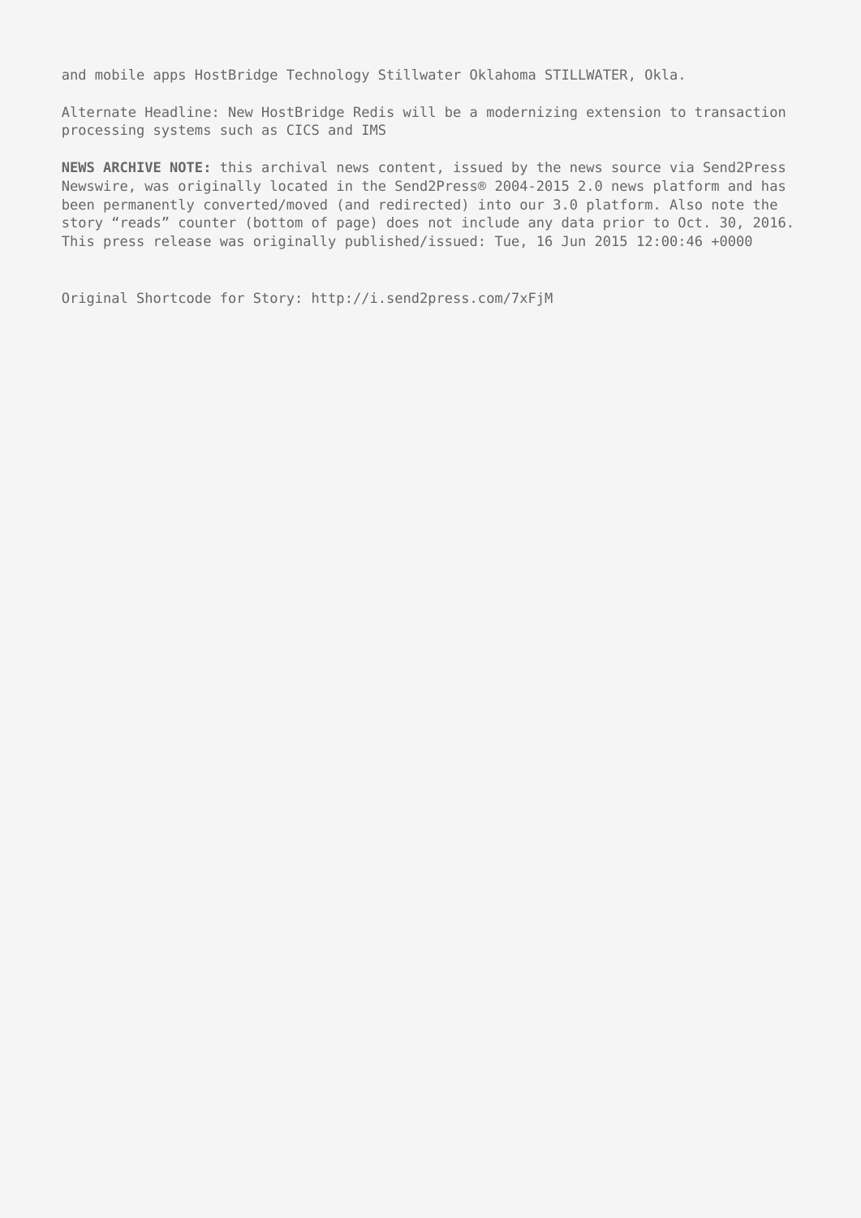and mobile apps HostBridge Technology Stillwater Oklahoma STILLWATER, Okla.

Alternate Headline: New HostBridge Redis will be a modernizing extension to transaction processing systems such as CICS and IMS

**NEWS ARCHIVE NOTE:** this archival news content, issued by the news source via Send2Press Newswire, was originally located in the Send2Press® 2004-2015 2.0 news platform and has been permanently converted/moved (and redirected) into our 3.0 platform. Also note the story "reads" counter (bottom of page) does not include any data prior to Oct. 30, 2016. This press release was originally published/issued: Tue, 16 Jun 2015 12:00:46 +0000

Original Shortcode for Story: http://i.send2press.com/7xFjM